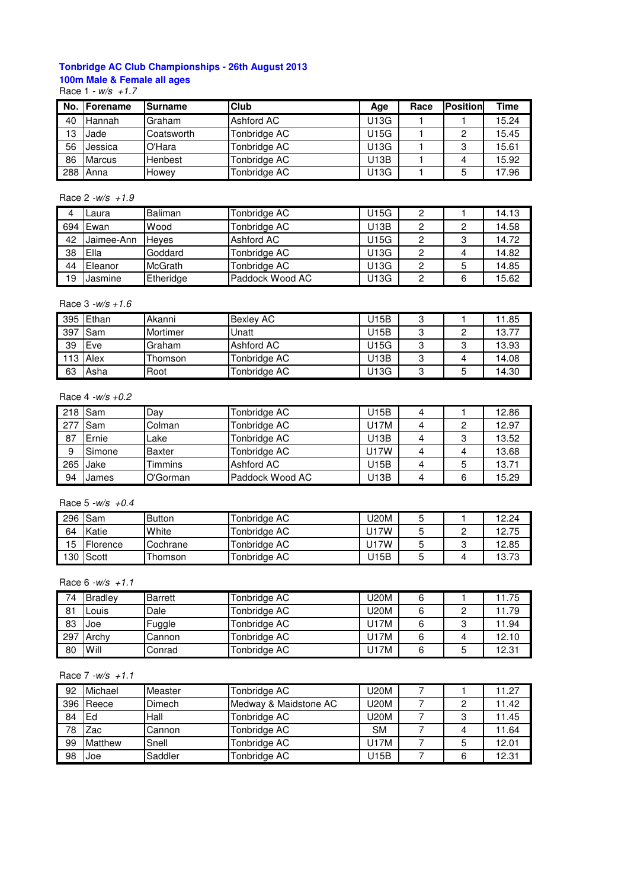**Tonbridge AC Club Championships - 26th August 2013**

**100m Male & Female all ages**

Race 1 - *w/s +1.7*

| No. | Forename | Surname | Club | Age | Race | Position | Time |
|---|---|---|---|---|---|---|---|
| 40 | Hannah | Graham | Ashford AC | U13G | 1 | 1 | 15.24 |
| 13 | Jade | Coatsworth | Tonbridge AC | U15G | 1 | 2 | 15.45 |
| 56 | Jessica | O'Hara | Tonbridge AC | U13G | 1 | 3 | 15.61 |
| 86 | Marcus | Henbest | Tonbridge AC | U13B | 1 | 4 | 15.92 |
| 288 | Anna | Howey | Tonbridge AC | U13G | 1 | 5 | 17.96 |

Race 2 -*w/s +1.9*

| No. | Forename | Surname | Club | Age | Race | Position | Time |
|---|---|---|---|---|---|---|---|
| 4 | Laura | Baliman | Tonbridge AC | U15G | 2 | 1 | 14.13 |
| 694 | Ewan | Wood | Tonbridge AC | U13B | 2 | 2 | 14.58 |
| 42 | Jaimee-Ann | Heyes | Ashford AC | U15G | 2 | 3 | 14.72 |
| 38 | Ella | Goddard | Tonbridge AC | U13G | 2 | 4 | 14.82 |
| 44 | Eleanor | McGrath | Tonbridge AC | U13G | 2 | 5 | 14.85 |
| 19 | Jasmine | Etheridge | Paddock Wood AC | U13G | 2 | 6 | 15.62 |

Race 3 -*w/s +1.6*

| No. | Forename | Surname | Club | Age | Race | Position | Time |
|---|---|---|---|---|---|---|---|
| 395 | Ethan | Akanni | Bexley AC | U15B | 3 | 1 | 11.85 |
| 397 | Sam | Mortimer | Unatt | U15B | 3 | 2 | 13.77 |
| 39 | Eve | Graham | Ashford AC | U15G | 3 | 3 | 13.93 |
| 113 | Alex | Thomson | Tonbridge AC | U13B | 3 | 4 | 14.08 |
| 63 | Asha | Root | Tonbridge AC | U13G | 3 | 5 | 14.30 |

Race 4 -*w/s +0.2*

| No. | Forename | Surname | Club | Age | Race | Position | Time |
|---|---|---|---|---|---|---|---|
| 218 | Sam | Day | Tonbridge AC | U15B | 4 | 1 | 12.86 |
| 277 | Sam | Colman | Tonbridge AC | U17M | 4 | 2 | 12.97 |
| 87 | Ernie | Lake | Tonbridge AC | U13B | 4 | 3 | 13.52 |
| 9 | Simone | Baxter | Tonbridge AC | U17W | 4 | 4 | 13.68 |
| 265 | Jake | Timmins | Ashford AC | U15B | 4 | 5 | 13.71 |
| 94 | James | O'Gorman | Paddock Wood AC | U13B | 4 | 6 | 15.29 |

Race 5 -*w/s +0.4*

| No. | Forename | Surname | Club | Age | Race | Position | Time |
|---|---|---|---|---|---|---|---|
| 296 | Sam | Button | Tonbridge AC | U20M | 5 | 1 | 12.24 |
| 64 | Katie | White | Tonbridge AC | U17W | 5 | 2 | 12.75 |
| 15 | Florence | Cochrane | Tonbridge AC | U17W | 5 | 3 | 12.85 |
| 130 | Scott | Thomson | Tonbridge AC | U15B | 5 | 4 | 13.73 |

Race 6 -*w/s +1.1*

| No. | Forename | Surname | Club | Age | Race | Position | Time |
|---|---|---|---|---|---|---|---|
| 74 | Bradley | Barrett | Tonbridge AC | U20M | 6 | 1 | 11.75 |
| 81 | Louis | Dale | Tonbridge AC | U20M | 6 | 2 | 11.79 |
| 83 | Joe | Fuggle | Tonbridge AC | U17M | 6 | 3 | 11.94 |
| 297 | Archy | Cannon | Tonbridge AC | U17M | 6 | 4 | 12.10 |
| 80 | Will | Conrad | Tonbridge AC | U17M | 6 | 5 | 12.31 |

Race 7 -*w/s +1.1*

| No. | Forename | Surname | Club | Age | Race | Position | Time |
|---|---|---|---|---|---|---|---|
| 92 | Michael | Measter | Tonbridge AC | U20M | 7 | 1 | 11.27 |
| 396 | Reece | Dimech | Medway & Maidstone AC | U20M | 7 | 2 | 11.42 |
| 84 | Ed | Hall | Tonbridge AC | U20M | 7 | 3 | 11.45 |
| 78 | Zac | Cannon | Tonbridge AC | SM | 7 | 4 | 11.64 |
| 99 | Matthew | Snell | Tonbridge AC | U17M | 7 | 5 | 12.01 |
| 98 | Joe | Saddler | Tonbridge AC | U15B | 7 | 6 | 12.31 |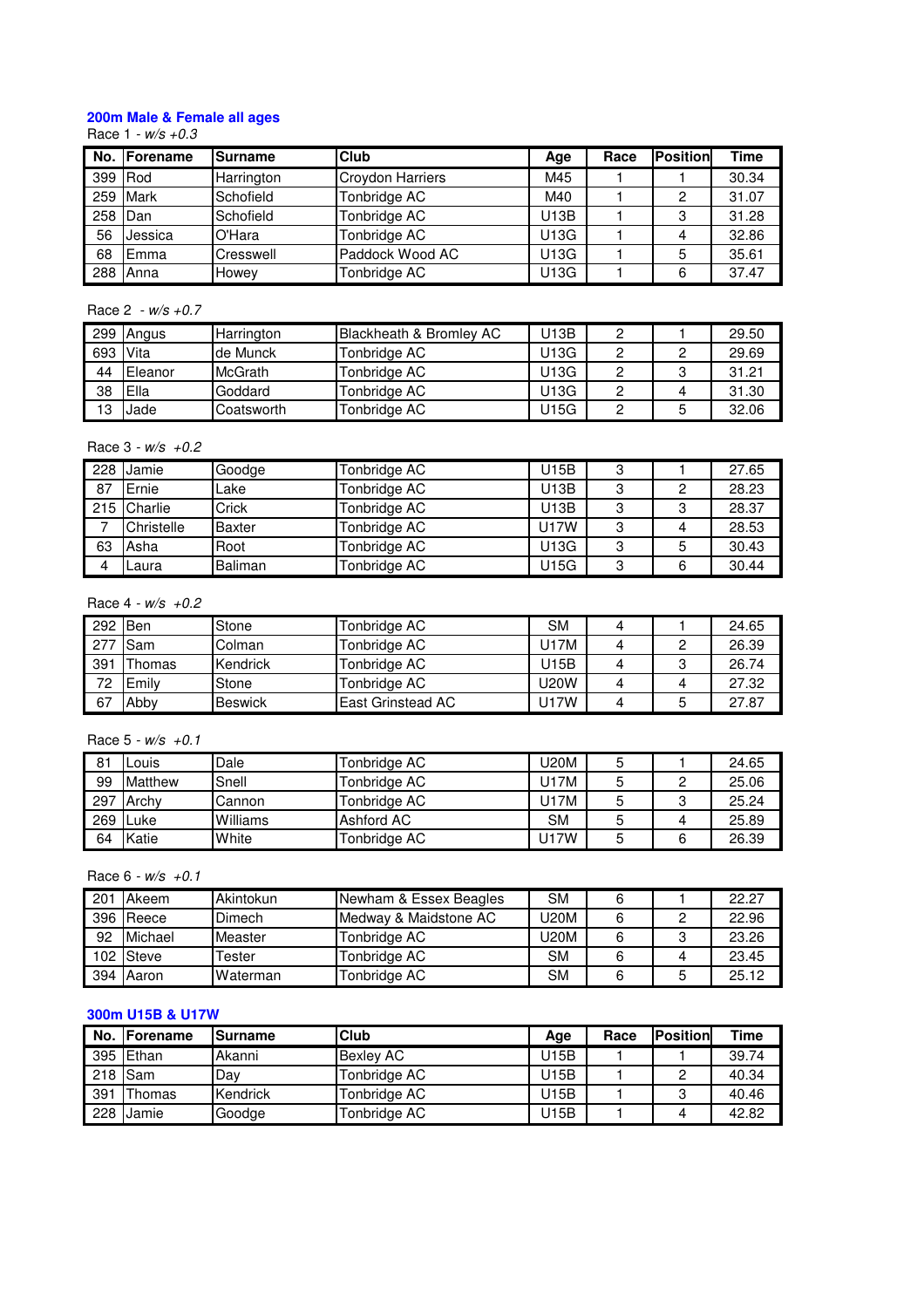### 200m Male & Female all ages

Race 1 - *w/s +0.3*

| No. | Forename | Surname | Club | Age | Race | Position | Time |
|---|---|---|---|---|---|---|---|
| 399 | Rod | Harrington | Croydon Harriers | M45 | 1 | 1 | 30.34 |
| 259 | Mark | Schofield | Tonbridge AC | M40 | 1 | 2 | 31.07 |
| 258 | Dan | Schofield | Tonbridge AC | U13B | 1 | 3 | 31.28 |
| 56 | Jessica | O'Hara | Tonbridge AC | U13G | 1 | 4 | 32.86 |
| 68 | Emma | Cresswell | Paddock Wood AC | U13G | 1 | 5 | 35.61 |
| 288 | Anna | Howey | Tonbridge AC | U13G | 1 | 6 | 37.47 |

Race 2 - *w/s +0.7*

| No. | Forename | Surname | Club | Age | Race | Position | Time |
|---|---|---|---|---|---|---|---|
| 299 | Angus | Harrington | Blackheath & Bromley AC | U13B | 2 | 1 | 29.50 |
| 693 | Vita | de Munck | Tonbridge AC | U13G | 2 | 2 | 29.69 |
| 44 | Eleanor | McGrath | Tonbridge AC | U13G | 2 | 3 | 31.21 |
| 38 | Ella | Goddard | Tonbridge AC | U13G | 2 | 4 | 31.30 |
| 13 | Jade | Coatsworth | Tonbridge AC | U15G | 2 | 5 | 32.06 |

Race 3 - *w/s +0.2*

| No. | Forename | Surname | Club | Age | Race | Position | Time |
|---|---|---|---|---|---|---|---|
| 228 | Jamie | Goodge | Tonbridge AC | U15B | 3 | 1 | 27.65 |
| 87 | Ernie | Lake | Tonbridge AC | U13B | 3 | 2 | 28.23 |
| 215 | Charlie | Crick | Tonbridge AC | U13B | 3 | 3 | 28.37 |
| 7 | Christelle | Baxter | Tonbridge AC | U17W | 3 | 4 | 28.53 |
| 63 | Asha | Root | Tonbridge AC | U13G | 3 | 5 | 30.43 |
| 4 | Laura | Baliman | Tonbridge AC | U15G | 3 | 6 | 30.44 |

Race 4 - *w/s +0.2*

| No. | Forename | Surname | Club | Age | Race | Position | Time |
|---|---|---|---|---|---|---|---|
| 292 | Ben | Stone | Tonbridge AC | SM | 4 | 1 | 24.65 |
| 277 | Sam | Colman | Tonbridge AC | U17M | 4 | 2 | 26.39 |
| 391 | Thomas | Kendrick | Tonbridge AC | U15B | 4 | 3 | 26.74 |
| 72 | Emily | Stone | Tonbridge AC | U20W | 4 | 4 | 27.32 |
| 67 | Abby | Beswick | East Grinstead AC | U17W | 4 | 5 | 27.87 |

Race 5 - *w/s +0.1*

| No. | Forename | Surname | Club | Age | Race | Position | Time |
|---|---|---|---|---|---|---|---|
| 81 | Louis | Dale | Tonbridge AC | U20M | 5 | 1 | 24.65 |
| 99 | Matthew | Snell | Tonbridge AC | U17M | 5 | 2 | 25.06 |
| 297 | Archy | Cannon | Tonbridge AC | U17M | 5 | 3 | 25.24 |
| 269 | Luke | Williams | Ashford AC | SM | 5 | 4 | 25.89 |
| 64 | Katie | White | Tonbridge AC | U17W | 5 | 6 | 26.39 |

Race 6 - *w/s +0.1*

| No. | Forename | Surname | Club | Age | Race | Position | Time |
|---|---|---|---|---|---|---|---|
| 201 | Akeem | Akintokun | Newham & Essex Beagles | SM | 6 | 1 | 22.27 |
| 396 | Reece | Dimech | Medway & Maidstone AC | U20M | 6 | 2 | 22.96 |
| 92 | Michael | Measter | Tonbridge AC | U20M | 6 | 3 | 23.26 |
| 102 | Steve | Tester | Tonbridge AC | SM | 6 | 4 | 23.45 |
| 394 | Aaron | Waterman | Tonbridge AC | SM | 6 | 5 | 25.12 |

### 300m U15B & U17W

| No. | Forename | Surname | Club | Age | Race | Position | Time |
|---|---|---|---|---|---|---|---|
| 395 | Ethan | Akanni | Bexley AC | U15B | 1 | 1 | 39.74 |
| 218 | Sam | Day | Tonbridge AC | U15B | 1 | 2 | 40.34 |
| 391 | Thomas | Kendrick | Tonbridge AC | U15B | 1 | 3 | 40.46 |
| 228 | Jamie | Goodge | Tonbridge AC | U15B | 1 | 4 | 42.82 |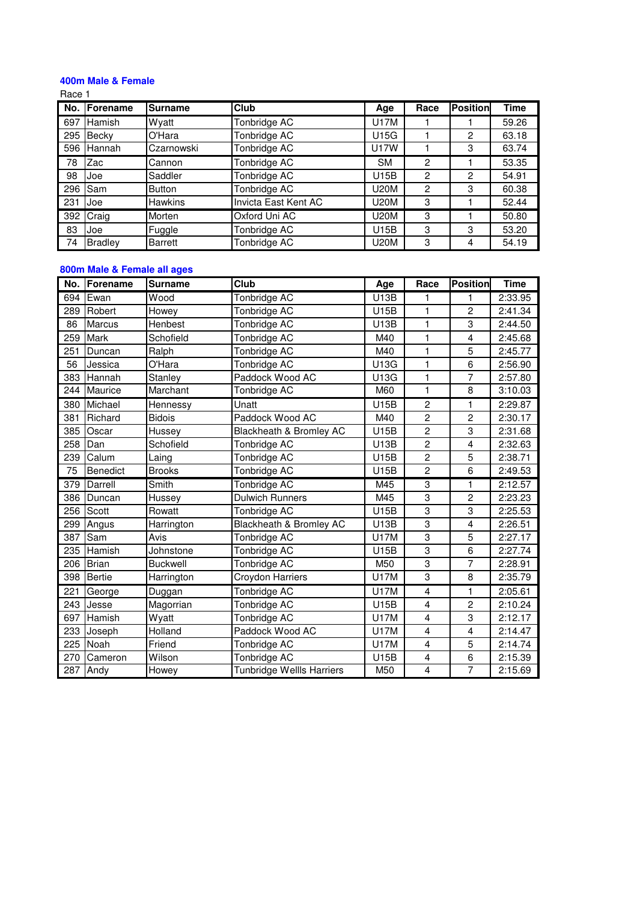### 400m Male & Female

Race 1

| No. | Forename | Surname | Club | Age | Race | Position | Time |
|---|---|---|---|---|---|---|---|
| 697 | Hamish | Wyatt | Tonbridge AC | U17M | 1 | 1 | 59.26 |
| 295 | Becky | O'Hara | Tonbridge AC | U15G | 1 | 2 | 63.18 |
| 596 | Hannah | Czarnowski | Tonbridge AC | U17W | 1 | 3 | 63.74 |
| 78 | Zac | Cannon | Tonbridge AC | SM | 2 | 1 | 53.35 |
| 98 | Joe | Saddler | Tonbridge AC | U15B | 2 | 2 | 54.91 |
| 296 | Sam | Button | Tonbridge AC | U20M | 2 | 3 | 60.38 |
| 231 | Joe | Hawkins | Invicta East Kent AC | U20M | 3 | 1 | 52.44 |
| 392 | Craig | Morten | Oxford Uni AC | U20M | 3 | 1 | 50.80 |
| 83 | Joe | Fuggle | Tonbridge AC | U15B | 3 | 3 | 53.20 |
| 74 | Bradley | Barrett | Tonbridge AC | U20M | 3 | 4 | 54.19 |

### 800m Male & Female all ages

| No. | Forename | Surname | Club | Age | Race | Position | Time |
|---|---|---|---|---|---|---|---|
| 694 | Ewan | Wood | Tonbridge AC | U13B | 1 | 1 | 2:33.95 |
| 289 | Robert | Howey | Tonbridge AC | U15B | 1 | 2 | 2:41.34 |
| 86 | Marcus | Henbest | Tonbridge AC | U13B | 1 | 3 | 2:44.50 |
| 259 | Mark | Schofield | Tonbridge AC | M40 | 1 | 4 | 2:45.68 |
| 251 | Duncan | Ralph | Tonbridge AC | M40 | 1 | 5 | 2:45.77 |
| 56 | Jessica | O'Hara | Tonbridge AC | U13G | 1 | 6 | 2:56.90 |
| 383 | Hannah | Stanley | Paddock Wood AC | U13G | 1 | 7 | 2:57.80 |
| 244 | Maurice | Marchant | Tonbridge AC | M60 | 1 | 8 | 3:10.03 |
| 380 | Michael | Hennessy | Unatt | U15B | 2 | 1 | 2:29.87 |
| 381 | Richard | Bidois | Paddock Wood AC | M40 | 2 | 2 | 2:30.17 |
| 385 | Oscar | Hussey | Blackheath & Bromley AC | U15B | 2 | 3 | 2:31.68 |
| 258 | Dan | Schofield | Tonbridge AC | U13B | 2 | 4 | 2:32.63 |
| 239 | Calum | Laing | Tonbridge AC | U15B | 2 | 5 | 2:38.71 |
| 75 | Benedict | Brooks | Tonbridge AC | U15B | 2 | 6 | 2:49.53 |
| 379 | Darrell | Smith | Tonbridge AC | M45 | 3 | 1 | 2:12.57 |
| 386 | Duncan | Hussey | Dulwich Runners | M45 | 3 | 2 | 2:23.23 |
| 256 | Scott | Rowatt | Tonbridge AC | U15B | 3 | 3 | 2:25.53 |
| 299 | Angus | Harrington | Blackheath & Bromley AC | U13B | 3 | 4 | 2:26.51 |
| 387 | Sam | Avis | Tonbridge AC | U17M | 3 | 5 | 2:27.17 |
| 235 | Hamish | Johnstone | Tonbridge AC | U15B | 3 | 6 | 2:27.74 |
| 206 | Brian | Buckwell | Tonbridge AC | M50 | 3 | 7 | 2:28.91 |
| 398 | Bertie | Harrington | Croydon Harriers | U17M | 3 | 8 | 2:35.79 |
| 221 | George | Duggan | Tonbridge AC | U17M | 4 | 1 | 2:05.61 |
| 243 | Jesse | Magorrian | Tonbridge AC | U15B | 4 | 2 | 2:10.24 |
| 697 | Hamish | Wyatt | Tonbridge AC | U17M | 4 | 3 | 2:12.17 |
| 233 | Joseph | Holland | Paddock Wood AC | U17M | 4 | 4 | 2:14.47 |
| 225 | Noah | Friend | Tonbridge AC | U17M | 4 | 5 | 2:14.74 |
| 270 | Cameron | Wilson | Tonbridge AC | U15B | 4 | 6 | 2:15.39 |
| 287 | Andy | Howey | Tunbridge Wellls Harriers | M50 | 4 | 7 | 2:15.69 |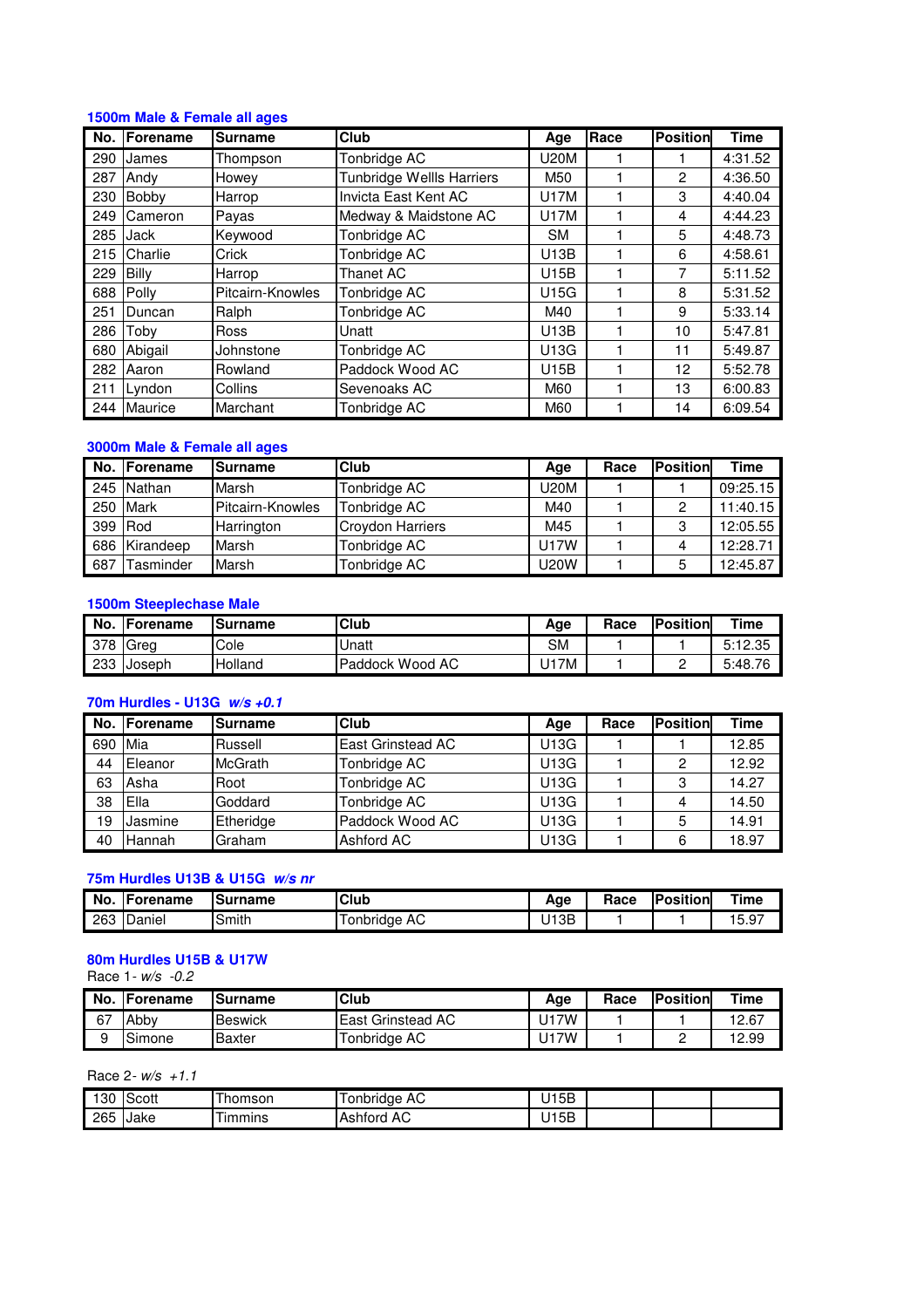### 1500m Male & Female all ages

| No. | Forename | Surname | Club | Age | Race | Position | Time |
|---|---|---|---|---|---|---|---|
| 290 | James | Thompson | Tonbridge AC | U20M | 1 | 1 | 4:31.52 |
| 287 | Andy | Howey | Tunbridge Wellls Harriers | M50 | 1 | 2 | 4:36.50 |
| 230 | Bobby | Harrop | Invicta East Kent AC | U17M | 1 | 3 | 4:40.04 |
| 249 | Cameron | Payas | Medway & Maidstone AC | U17M | 1 | 4 | 4:44.23 |
| 285 | Jack | Keywood | Tonbridge AC | SM | 1 | 5 | 4:48.73 |
| 215 | Charlie | Crick | Tonbridge AC | U13B | 1 | 6 | 4:58.61 |
| 229 | Billy | Harrop | Thanet AC | U15B | 1 | 7 | 5:11.52 |
| 688 | Polly | Pitcairn-Knowles | Tonbridge AC | U15G | 1 | 8 | 5:31.52 |
| 251 | Duncan | Ralph | Tonbridge AC | M40 | 1 | 9 | 5:33.14 |
| 286 | Toby | Ross | Unatt | U13B | 1 | 10 | 5:47.81 |
| 680 | Abigail | Johnstone | Tonbridge AC | U13G | 1 | 11 | 5:49.87 |
| 282 | Aaron | Rowland | Paddock Wood AC | U15B | 1 | 12 | 5:52.78 |
| 211 | Lyndon | Collins | Sevenoaks AC | M60 | 1 | 13 | 6:00.83 |
| 244 | Maurice | Marchant | Tonbridge AC | M60 | 1 | 14 | 6:09.54 |

### 3000m Male & Female all ages

| No. | Forename | Surname | Club | Age | Race | Position | Time |
|---|---|---|---|---|---|---|---|
| 245 | Nathan | Marsh | Tonbridge AC | U20M | 1 | 1 | 09:25.15 |
| 250 | Mark | Pitcairn-Knowles | Tonbridge AC | M40 | 1 | 2 | 11:40.15 |
| 399 | Rod | Harrington | Croydon Harriers | M45 | 1 | 3 | 12:05.55 |
| 686 | Kirandeep | Marsh | Tonbridge AC | U17W | 1 | 4 | 12:28.71 |
| 687 | Tasminder | Marsh | Tonbridge AC | U20W | 1 | 5 | 12:45.87 |

### 1500m Steeplechase Male

| No. | Forename | Surname | Club | Age | Race | Position | Time |
|---|---|---|---|---|---|---|---|
| 378 | Greg | Cole | Unatt | SM | 1 | 1 | 5:12.35 |
| 233 | Joseph | Holland | Paddock Wood AC | U17M | 1 | 2 | 5:48.76 |

### 70m Hurdles - U13G *w/s +0.1*

| No. | Forename | Surname | Club | Age | Race | Position | Time |
|---|---|---|---|---|---|---|---|
| 690 | Mia | Russell | East Grinstead AC | U13G | 1 | 1 | 12.85 |
| 44 | Eleanor | McGrath | Tonbridge AC | U13G | 1 | 2 | 12.92 |
| 63 | Asha | Root | Tonbridge AC | U13G | 1 | 3 | 14.27 |
| 38 | Ella | Goddard | Tonbridge AC | U13G | 1 | 4 | 14.50 |
| 19 | Jasmine | Etheridge | Paddock Wood AC | U13G | 1 | 5 | 14.91 |
| 40 | Hannah | Graham | Ashford AC | U13G | 1 | 6 | 18.97 |

### 75m Hurdles U13B & U15G *w/s nr*

| No. | Forename | Surname | Club | Age | Race | Position | Time |
|---|---|---|---|---|---|---|---|
| 263 | Daniel | Smith | Tonbridge AC | U13B | 1 | 1 | 15.97 |

### 80m Hurdles U15B & U17W

Race 1 - *w/s -0.2*

| No. | Forename | Surname | Club | Age | Race | Position | Time |
|---|---|---|---|---|---|---|---|
| 67 | Abby | Beswick | East Grinstead AC | U17W | 1 | 1 | 12.67 |
| 9 | Simone | Baxter | Tonbridge AC | U17W | 1 | 2 | 12.99 |

Race 2 - *w/s +1.1*

| No. | Forename | Surname | Club | Age | Race | Position | Time |
|---|---|---|---|---|---|---|---|
| 130 | Scott | Thomson | Tonbridge AC | U15B | | | |
| 265 | Jake | Timmins | Ashford AC | U15B | | | |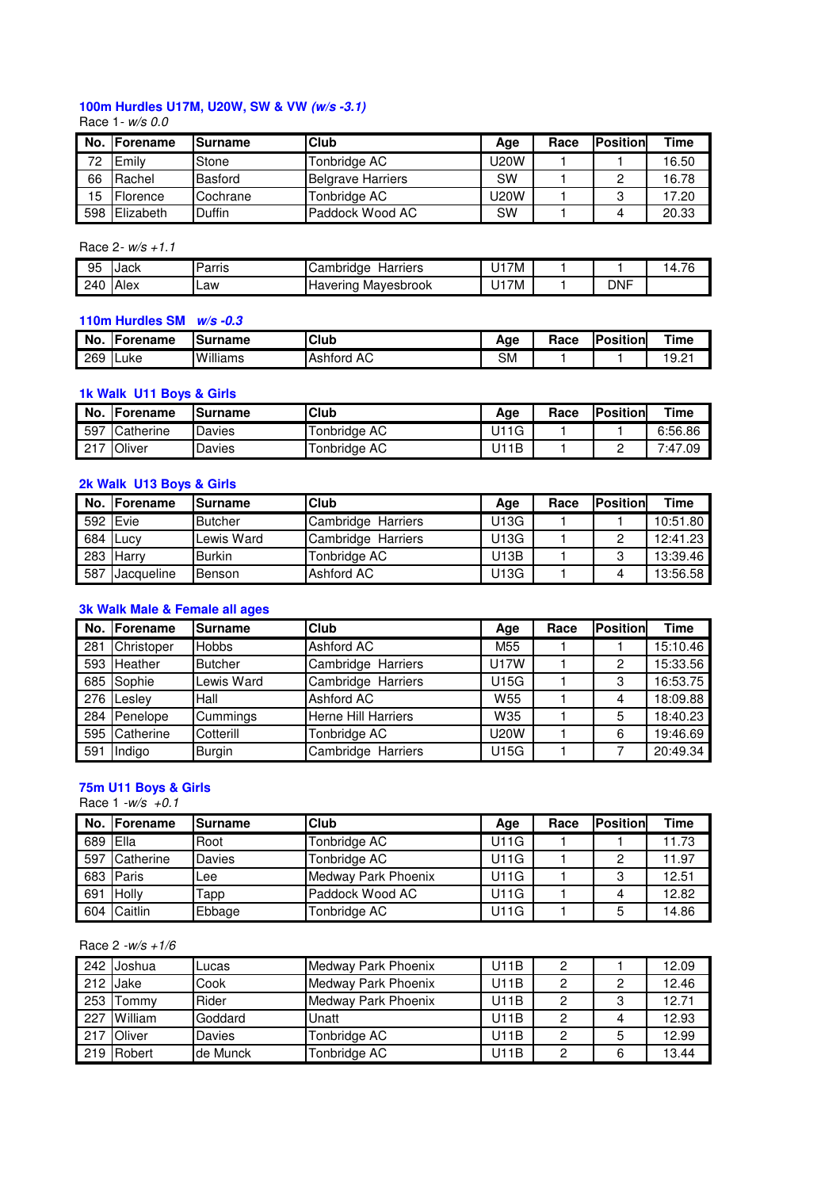### 100m Hurdles U17M, U20W, SW & VW *(w/s -3.1)*

Race 1 - *w/s 0.0*

| No. | Forename | Surname | Club | Age | Race | Position | Time |
|---|---|---|---|---|---|---|---|
| 72 | Emily | Stone | Tonbridge AC | U20W | 1 | 1 | 16.50 |
| 66 | Rachel | Basford | Belgrave Harriers | SW | 1 | 2 | 16.78 |
| 15 | Florence | Cochrane | Tonbridge AC | U20W | 1 | 3 | 17.20 |
| 598 | Elizabeth | Duffin | Paddock Wood AC | SW | 1 | 4 | 20.33 |

Race 2 - *w/s +1.1*

| No. | Forename | Surname | Club | Age | Race | Position | Time |
|---|---|---|---|---|---|---|---|
| 95 | Jack | Parris | Cambridge Harriers | U17M | 1 | 1 | 14.76 |
| 240 | Alex | Law | Havering Mayesbrook | U17M | 1 | DNF | |

### 110m Hurdles SM *w/s -0.3*

| No. | Forename | Surname | Club | Age | Race | Position | Time |
|---|---|---|---|---|---|---|---|
| 269 | Luke | Williams | Ashford AC | SM | 1 | 1 | 19.21 |

### 1k Walk U11 Boys & Girls

| No. | Forename | Surname | Club | Age | Race | Position | Time |
|---|---|---|---|---|---|---|---|
| 597 | Catherine | Davies | Tonbridge AC | U11G | 1 | 1 | 6:56.86 |
| 217 | Oliver | Davies | Tonbridge AC | U11B | 1 | 2 | 7:47.09 |

### 2k Walk U13 Boys & Girls

| No. | Forename | Surname | Club | Age | Race | Position | Time |
|---|---|---|---|---|---|---|---|
| 592 | Evie | Butcher | Cambridge Harriers | U13G | 1 | 1 | 10:51.80 |
| 684 | Lucy | Lewis Ward | Cambridge Harriers | U13G | 1 | 2 | 12:41.23 |
| 283 | Harry | Burkin | Tonbridge AC | U13B | 1 | 3 | 13:39.46 |
| 587 | Jacqueline | Benson | Ashford AC | U13G | 1 | 4 | 13:56.58 |

### 3k Walk Male & Female all ages

| No. | Forename | Surname | Club | Age | Race | Position | Time |
|---|---|---|---|---|---|---|---|
| 281 | Christoper | Hobbs | Ashford AC | M55 | 1 | 1 | 15:10.46 |
| 593 | Heather | Butcher | Cambridge Harriers | U17W | 1 | 2 | 15:33.56 |
| 685 | Sophie | Lewis Ward | Cambridge Harriers | U15G | 1 | 3 | 16:53.75 |
| 276 | Lesley | Hall | Ashford AC | W55 | 1 | 4 | 18:09.88 |
| 284 | Penelope | Cummings | Herne Hill Harriers | W35 | 1 | 5 | 18:40.23 |
| 595 | Catherine | Cotterill | Tonbridge AC | U20W | 1 | 6 | 19:46.69 |
| 591 | Indigo | Burgin | Cambridge Harriers | U15G | 1 | 7 | 20:49.34 |

### 75m U11 Boys & Girls

Race 1 -*w/s +0.1*

| No. | Forename | Surname | Club | Age | Race | Position | Time |
|---|---|---|---|---|---|---|---|
| 689 | Ella | Root | Tonbridge AC | U11G | 1 | 1 | 11.73 |
| 597 | Catherine | Davies | Tonbridge AC | U11G | 1 | 2 | 11.97 |
| 683 | Paris | Lee | Medway Park Phoenix | U11G | 1 | 3 | 12.51 |
| 691 | Holly | Tapp | Paddock Wood AC | U11G | 1 | 4 | 12.82 |
| 604 | Caitlin | Ebbage | Tonbridge AC | U11G | 1 | 5 | 14.86 |

Race 2 -*w/s +1/6*

| No. | Forename | Surname | Club | Age | Race | Position | Time |
|---|---|---|---|---|---|---|---|
| 242 | Joshua | Lucas | Medway Park Phoenix | U11B | 2 | 1 | 12.09 |
| 212 | Jake | Cook | Medway Park Phoenix | U11B | 2 | 2 | 12.46 |
| 253 | Tommy | Rider | Medway Park Phoenix | U11B | 2 | 3 | 12.71 |
| 227 | William | Goddard | Unatt | U11B | 2 | 4 | 12.93 |
| 217 | Oliver | Davies | Tonbridge AC | U11B | 2 | 5 | 12.99 |
| 219 | Robert | de Munck | Tonbridge AC | U11B | 2 | 6 | 13.44 |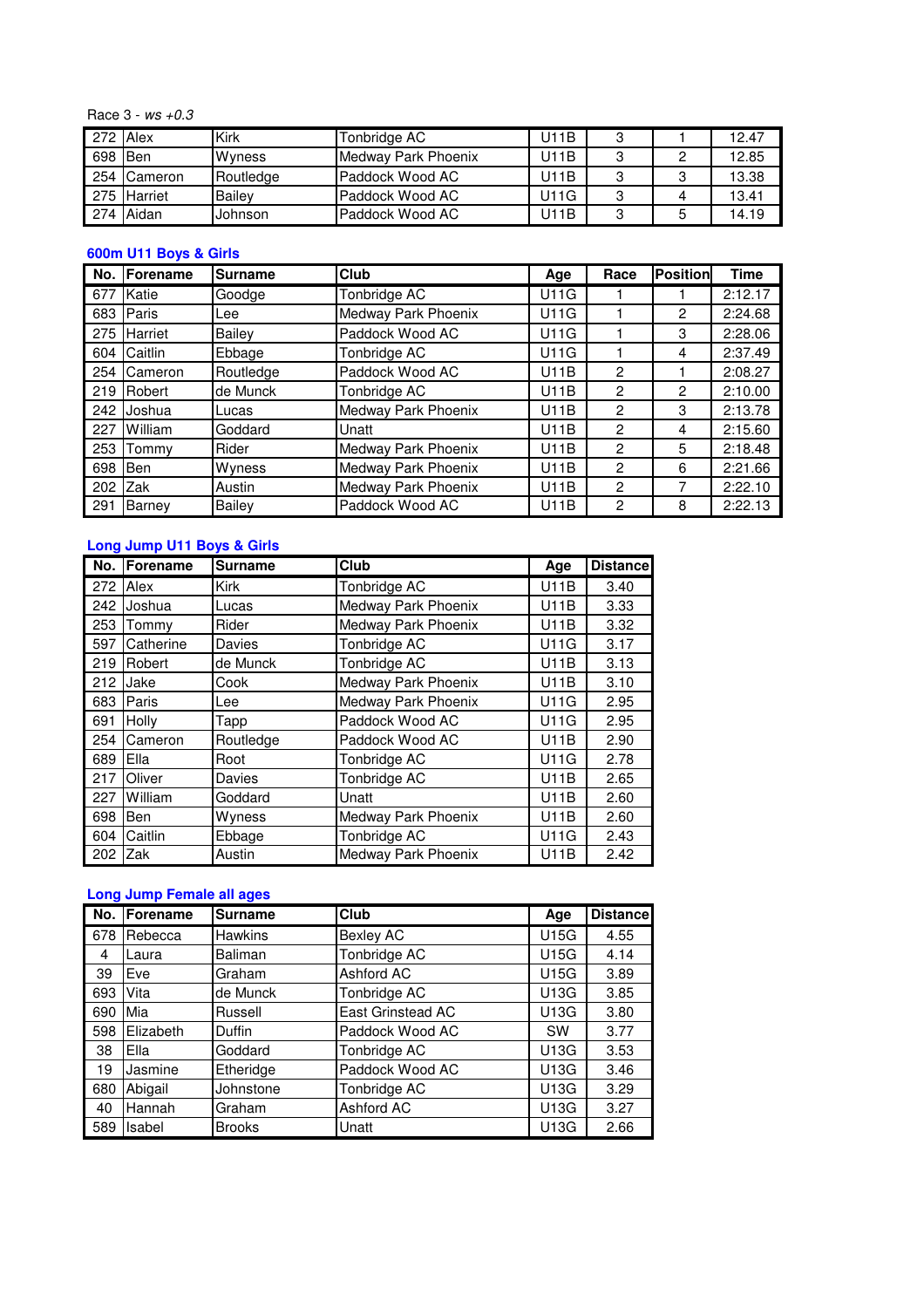Race 3 - *ws +0.3*

| | | | | | | | |
|---|---|---|---|---|---|---|---|
| 272 | Alex | Kirk | Tonbridge AC | U11B | 3 | 1 | 12.47 |
| 698 | Ben | Wyness | Medway Park Phoenix | U11B | 3 | 2 | 12.85 |
| 254 | Cameron | Routledge | Paddock Wood AC | U11B | 3 | 3 | 13.38 |
| 275 | Harriet | Bailey | Paddock Wood AC | U11G | 3 | 4 | 13.41 |
| 274 | Aidan | Johnson | Paddock Wood AC | U11B | 3 | 5 | 14.19 |

### 600m U11 Boys & Girls

| No. | Forename | Surname | Club | Age | Race | Position | Time |
|---|---|---|---|---|---|---|---|
| 677 | Katie | Goodge | Tonbridge AC | U11G | 1 | 1 | 2:12.17 |
| 683 | Paris | Lee | Medway Park Phoenix | U11G | 1 | 2 | 2:24.68 |
| 275 | Harriet | Bailey | Paddock Wood AC | U11G | 1 | 3 | 2:28.06 |
| 604 | Caitlin | Ebbage | Tonbridge AC | U11G | 1 | 4 | 2:37.49 |
| 254 | Cameron | Routledge | Paddock Wood AC | U11B | 2 | 1 | 2:08.27 |
| 219 | Robert | de Munck | Tonbridge AC | U11B | 2 | 2 | 2:10.00 |
| 242 | Joshua | Lucas | Medway Park Phoenix | U11B | 2 | 3 | 2:13.78 |
| 227 | William | Goddard | Unatt | U11B | 2 | 4 | 2:15.60 |
| 253 | Tommy | Rider | Medway Park Phoenix | U11B | 2 | 5 | 2:18.48 |
| 698 | Ben | Wyness | Medway Park Phoenix | U11B | 2 | 6 | 2:21.66 |
| 202 | Zak | Austin | Medway Park Phoenix | U11B | 2 | 7 | 2:22.10 |
| 291 | Barney | Bailey | Paddock Wood AC | U11B | 2 | 8 | 2:22.13 |

### Long Jump U11 Boys & Girls

| No. | Forename | Surname | Club | Age | Distance |
|---|---|---|---|---|---|
| 272 | Alex | Kirk | Tonbridge AC | U11B | 3.40 |
| 242 | Joshua | Lucas | Medway Park Phoenix | U11B | 3.33 |
| 253 | Tommy | Rider | Medway Park Phoenix | U11B | 3.32 |
| 597 | Catherine | Davies | Tonbridge AC | U11G | 3.17 |
| 219 | Robert | de Munck | Tonbridge AC | U11B | 3.13 |
| 212 | Jake | Cook | Medway Park Phoenix | U11B | 3.10 |
| 683 | Paris | Lee | Medway Park Phoenix | U11G | 2.95 |
| 691 | Holly | Tapp | Paddock Wood AC | U11G | 2.95 |
| 254 | Cameron | Routledge | Paddock Wood AC | U11B | 2.90 |
| 689 | Ella | Root | Tonbridge AC | U11G | 2.78 |
| 217 | Oliver | Davies | Tonbridge AC | U11B | 2.65 |
| 227 | William | Goddard | Unatt | U11B | 2.60 |
| 698 | Ben | Wyness | Medway Park Phoenix | U11B | 2.60 |
| 604 | Caitlin | Ebbage | Tonbridge AC | U11G | 2.43 |
| 202 | Zak | Austin | Medway Park Phoenix | U11B | 2.42 |

### Long Jump Female all ages

| No. | Forename | Surname | Club | Age | Distance |
|---|---|---|---|---|---|
| 678 | Rebecca | Hawkins | Bexley AC | U15G | 4.55 |
| 4 | Laura | Baliman | Tonbridge AC | U15G | 4.14 |
| 39 | Eve | Graham | Ashford AC | U15G | 3.89 |
| 693 | Vita | de Munck | Tonbridge AC | U13G | 3.85 |
| 690 | Mia | Russell | East Grinstead AC | U13G | 3.80 |
| 598 | Elizabeth | Duffin | Paddock Wood AC | SW | 3.77 |
| 38 | Ella | Goddard | Tonbridge AC | U13G | 3.53 |
| 19 | Jasmine | Etheridge | Paddock Wood AC | U13G | 3.46 |
| 680 | Abigail | Johnstone | Tonbridge AC | U13G | 3.29 |
| 40 | Hannah | Graham | Ashford AC | U13G | 3.27 |
| 589 | Isabel | Brooks | Unatt | U13G | 2.66 |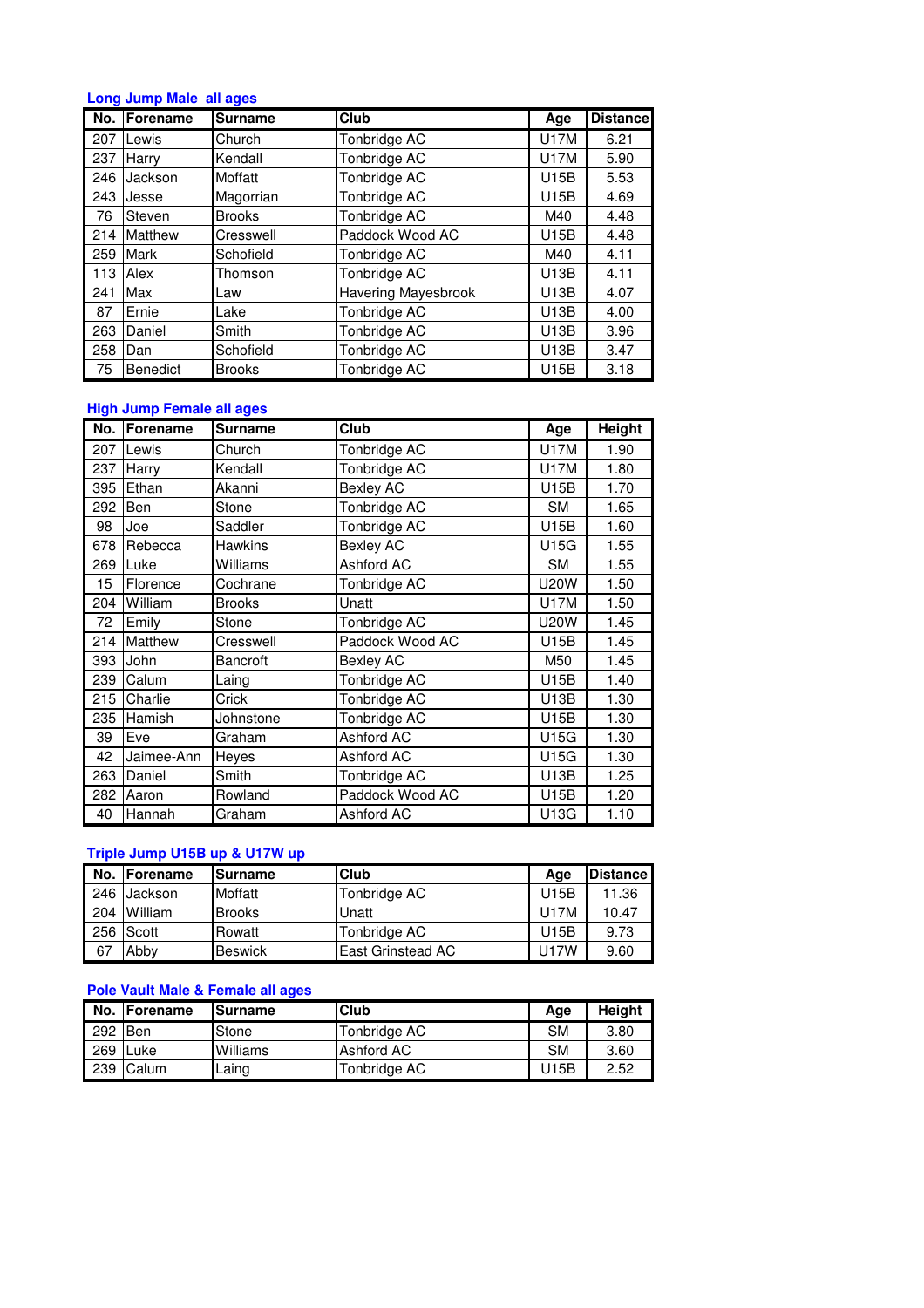### Long Jump Male all ages

| No. | Forename | Surname | Club | Age | Distance |
|---|---|---|---|---|---|
| 207 | Lewis | Church | Tonbridge AC | U17M | 6.21 |
| 237 | Harry | Kendall | Tonbridge AC | U17M | 5.90 |
| 246 | Jackson | Moffatt | Tonbridge AC | U15B | 5.53 |
| 243 | Jesse | Magorrian | Tonbridge AC | U15B | 4.69 |
| 76 | Steven | Brooks | Tonbridge AC | M40 | 4.48 |
| 214 | Matthew | Cresswell | Paddock Wood AC | U15B | 4.48 |
| 259 | Mark | Schofield | Tonbridge AC | M40 | 4.11 |
| 113 | Alex | Thomson | Tonbridge AC | U13B | 4.11 |
| 241 | Max | Law | Havering Mayesbrook | U13B | 4.07 |
| 87 | Ernie | Lake | Tonbridge AC | U13B | 4.00 |
| 263 | Daniel | Smith | Tonbridge AC | U13B | 3.96 |
| 258 | Dan | Schofield | Tonbridge AC | U13B | 3.47 |
| 75 | Benedict | Brooks | Tonbridge AC | U15B | 3.18 |

### High Jump Female all ages

| No. | Forename | Surname | Club | Age | Height |
|---|---|---|---|---|---|
| 207 | Lewis | Church | Tonbridge AC | U17M | 1.90 |
| 237 | Harry | Kendall | Tonbridge AC | U17M | 1.80 |
| 395 | Ethan | Akanni | Bexley AC | U15B | 1.70 |
| 292 | Ben | Stone | Tonbridge AC | SM | 1.65 |
| 98 | Joe | Saddler | Tonbridge AC | U15B | 1.60 |
| 678 | Rebecca | Hawkins | Bexley AC | U15G | 1.55 |
| 269 | Luke | Williams | Ashford AC | SM | 1.55 |
| 15 | Florence | Cochrane | Tonbridge AC | U20W | 1.50 |
| 204 | William | Brooks | Unatt | U17M | 1.50 |
| 72 | Emily | Stone | Tonbridge AC | U20W | 1.45 |
| 214 | Matthew | Cresswell | Paddock Wood AC | U15B | 1.45 |
| 393 | John | Bancroft | Bexley AC | M50 | 1.45 |
| 239 | Calum | Laing | Tonbridge AC | U15B | 1.40 |
| 215 | Charlie | Crick | Tonbridge AC | U13B | 1.30 |
| 235 | Hamish | Johnstone | Tonbridge AC | U15B | 1.30 |
| 39 | Eve | Graham | Ashford AC | U15G | 1.30 |
| 42 | Jaimee-Ann | Heyes | Ashford AC | U15G | 1.30 |
| 263 | Daniel | Smith | Tonbridge AC | U13B | 1.25 |
| 282 | Aaron | Rowland | Paddock Wood AC | U15B | 1.20 |
| 40 | Hannah | Graham | Ashford AC | U13G | 1.10 |

### Triple Jump U15B up & U17W up

| No. | Forename | Surname | Club | Age | Distance |
|---|---|---|---|---|---|
| 246 | Jackson | Moffatt | Tonbridge AC | U15B | 11.36 |
| 204 | William | Brooks | Unatt | U17M | 10.47 |
| 256 | Scott | Rowatt | Tonbridge AC | U15B | 9.73 |
| 67 | Abby | Beswick | East Grinstead AC | U17W | 9.60 |

### Pole Vault Male & Female all ages

| No. | Forename | Surname | Club | Age | Height |
|---|---|---|---|---|---|
| 292 | Ben | Stone | Tonbridge AC | SM | 3.80 |
| 269 | Luke | Williams | Ashford AC | SM | 3.60 |
| 239 | Calum | Laing | Tonbridge AC | U15B | 2.52 |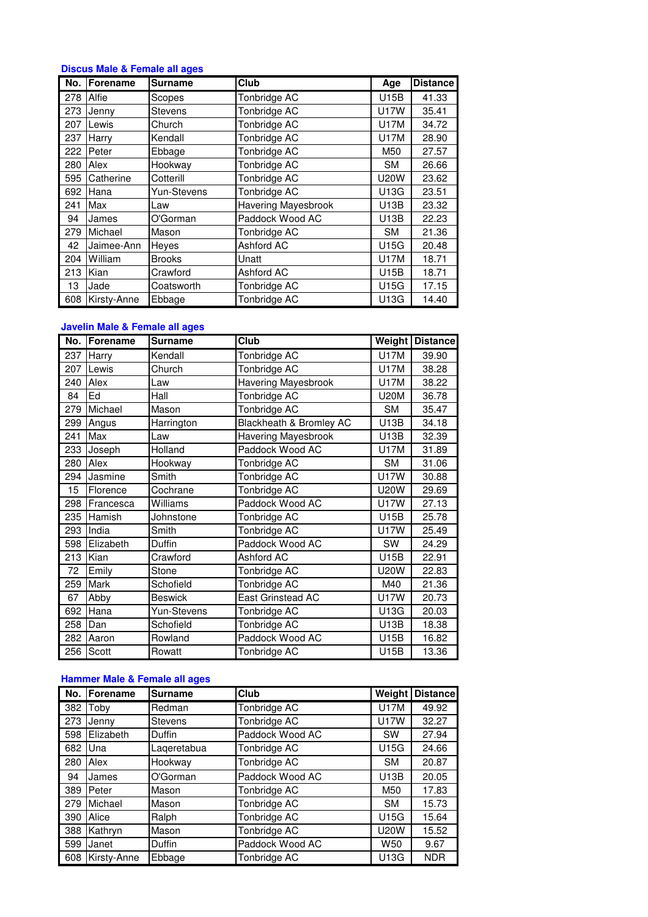### Discus Male & Female all ages

| No. | Forename | Surname | Club | Age | Distance |
|---|---|---|---|---|---|
| 278 | Alfie | Scopes | Tonbridge AC | U15B | 41.33 |
| 273 | Jenny | Stevens | Tonbridge AC | U17W | 35.41 |
| 207 | Lewis | Church | Tonbridge AC | U17M | 34.72 |
| 237 | Harry | Kendall | Tonbridge AC | U17M | 28.90 |
| 222 | Peter | Ebbage | Tonbridge AC | M50 | 27.57 |
| 280 | Alex | Hookway | Tonbridge AC | SM | 26.66 |
| 595 | Catherine | Cotterill | Tonbridge AC | U20W | 23.62 |
| 692 | Hana | Yun-Stevens | Tonbridge AC | U13G | 23.51 |
| 241 | Max | Law | Havering Mayesbrook | U13B | 23.32 |
| 94 | James | O'Gorman | Paddock Wood AC | U13B | 22.23 |
| 279 | Michael | Mason | Tonbridge AC | SM | 21.36 |
| 42 | Jaimee-Ann | Heyes | Ashford AC | U15G | 20.48 |
| 204 | William | Brooks | Unatt | U17M | 18.71 |
| 213 | Kian | Crawford | Ashford AC | U15B | 18.71 |
| 13 | Jade | Coatsworth | Tonbridge AC | U15G | 17.15 |
| 608 | Kirsty-Anne | Ebbage | Tonbridge AC | U13G | 14.40 |

### Javelin Male & Female all ages

| No. | Forename | Surname | Club | Weight | Distance |
|---|---|---|---|---|---|
| 237 | Harry | Kendall | Tonbridge AC | U17M | 39.90 |
| 207 | Lewis | Church | Tonbridge AC | U17M | 38.28 |
| 240 | Alex | Law | Havering Mayesbrook | U17M | 38.22 |
| 84 | Ed | Hall | Tonbridge AC | U20M | 36.78 |
| 279 | Michael | Mason | Tonbridge AC | SM | 35.47 |
| 299 | Angus | Harrington | Blackheath & Bromley AC | U13B | 34.18 |
| 241 | Max | Law | Havering Mayesbrook | U13B | 32.39 |
| 233 | Joseph | Holland | Paddock Wood AC | U17M | 31.89 |
| 280 | Alex | Hookway | Tonbridge AC | SM | 31.06 |
| 294 | Jasmine | Smith | Tonbridge AC | U17W | 30.88 |
| 15 | Florence | Cochrane | Tonbridge AC | U20W | 29.69 |
| 298 | Francesca | Williams | Paddock Wood AC | U17W | 27.13 |
| 235 | Hamish | Johnstone | Tonbridge AC | U15B | 25.78 |
| 293 | India | Smith | Tonbridge AC | U17W | 25.49 |
| 598 | Elizabeth | Duffin | Paddock Wood AC | SW | 24.29 |
| 213 | Kian | Crawford | Ashford AC | U15B | 22.91 |
| 72 | Emily | Stone | Tonbridge AC | U20W | 22.83 |
| 259 | Mark | Schofield | Tonbridge AC | M40 | 21.36 |
| 67 | Abby | Beswick | East Grinstead AC | U17W | 20.73 |
| 692 | Hana | Yun-Stevens | Tonbridge AC | U13G | 20.03 |
| 258 | Dan | Schofield | Tonbridge AC | U13B | 18.38 |
| 282 | Aaron | Rowland | Paddock Wood AC | U15B | 16.82 |
| 256 | Scott | Rowatt | Tonbridge AC | U15B | 13.36 |

### Hammer Male & Female all ages

| No. | Forename | Surname | Club | Weight | Distance |
|---|---|---|---|---|---|
| 382 | Toby | Redman | Tonbridge AC | U17M | 49.92 |
| 273 | Jenny | Stevens | Tonbridge AC | U17W | 32.27 |
| 598 | Elizabeth | Duffin | Paddock Wood AC | SW | 27.94 |
| 682 | Una | Laqeretabua | Tonbridge AC | U15G | 24.66 |
| 280 | Alex | Hookway | Tonbridge AC | SM | 20.87 |
| 94 | James | O'Gorman | Paddock Wood AC | U13B | 20.05 |
| 389 | Peter | Mason | Tonbridge AC | M50 | 17.83 |
| 279 | Michael | Mason | Tonbridge AC | SM | 15.73 |
| 390 | Alice | Ralph | Tonbridge AC | U15G | 15.64 |
| 388 | Kathryn | Mason | Tonbridge AC | U20W | 15.52 |
| 599 | Janet | Duffin | Paddock Wood AC | W50 | 9.67 |
| 608 | Kirsty-Anne | Ebbage | Tonbridge AC | U13G | NDR |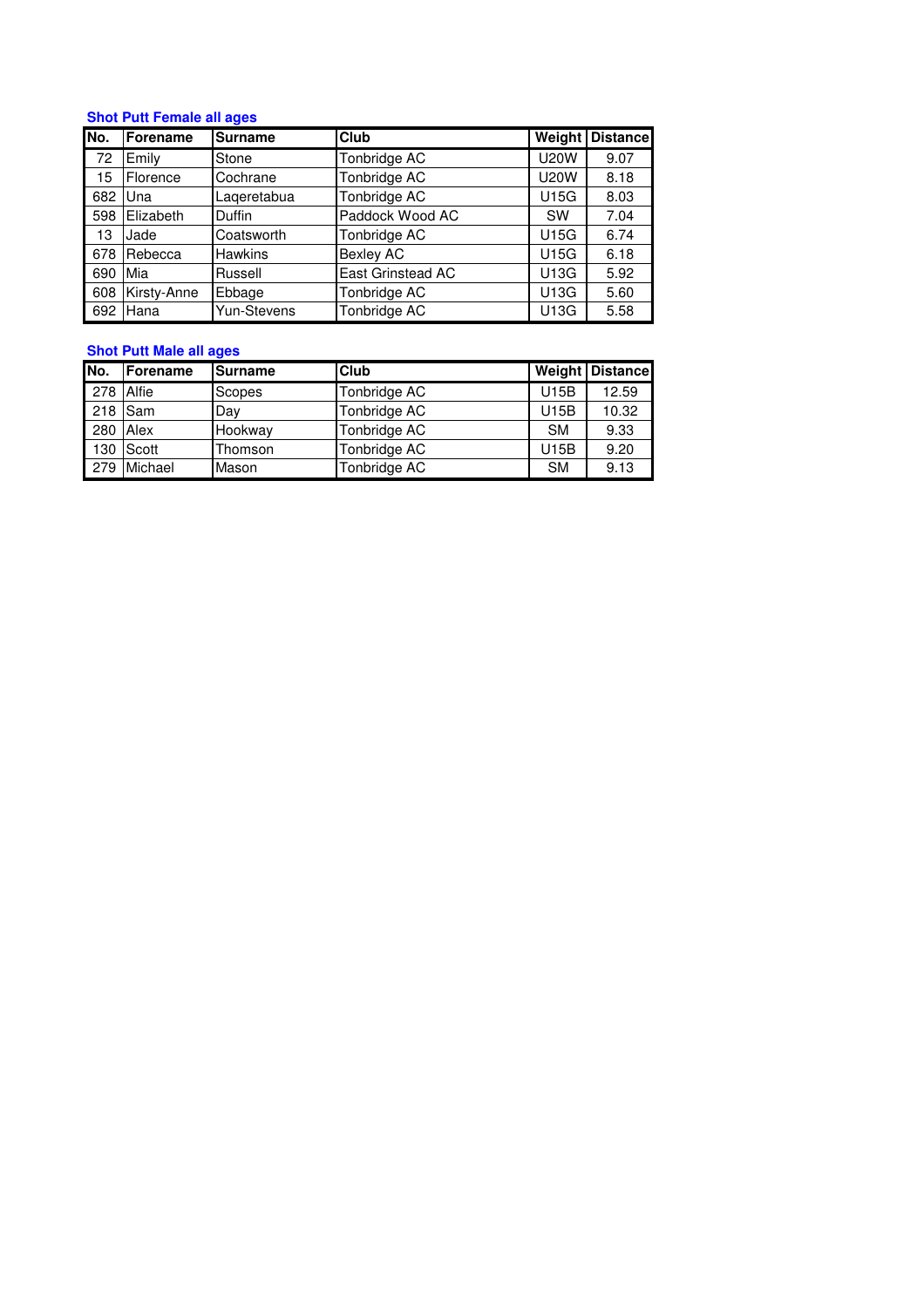### Shot Putt Female all ages

| No. | Forename | Surname | Club | Weight | Distance |
|---|---|---|---|---|---|
| 72 | Emily | Stone | Tonbridge AC | U20W | 9.07 |
| 15 | Florence | Cochrane | Tonbridge AC | U20W | 8.18 |
| 682 | Una | Laqeretabua | Tonbridge AC | U15G | 8.03 |
| 598 | Elizabeth | Duffin | Paddock Wood AC | SW | 7.04 |
| 13 | Jade | Coatsworth | Tonbridge AC | U15G | 6.74 |
| 678 | Rebecca | Hawkins | Bexley AC | U15G | 6.18 |
| 690 | Mia | Russell | East Grinstead AC | U13G | 5.92 |
| 608 | Kirsty-Anne | Ebbage | Tonbridge AC | U13G | 5.60 |
| 692 | Hana | Yun-Stevens | Tonbridge AC | U13G | 5.58 |

### Shot Putt Male all ages

| No. | Forename | Surname | Club | Weight | Distance |
|---|---|---|---|---|---|
| 278 | Alfie | Scopes | Tonbridge AC | U15B | 12.59 |
| 218 | Sam | Day | Tonbridge AC | U15B | 10.32 |
| 280 | Alex | Hookway | Tonbridge AC | SM | 9.33 |
| 130 | Scott | Thomson | Tonbridge AC | U15B | 9.20 |
| 279 | Michael | Mason | Tonbridge AC | SM | 9.13 |